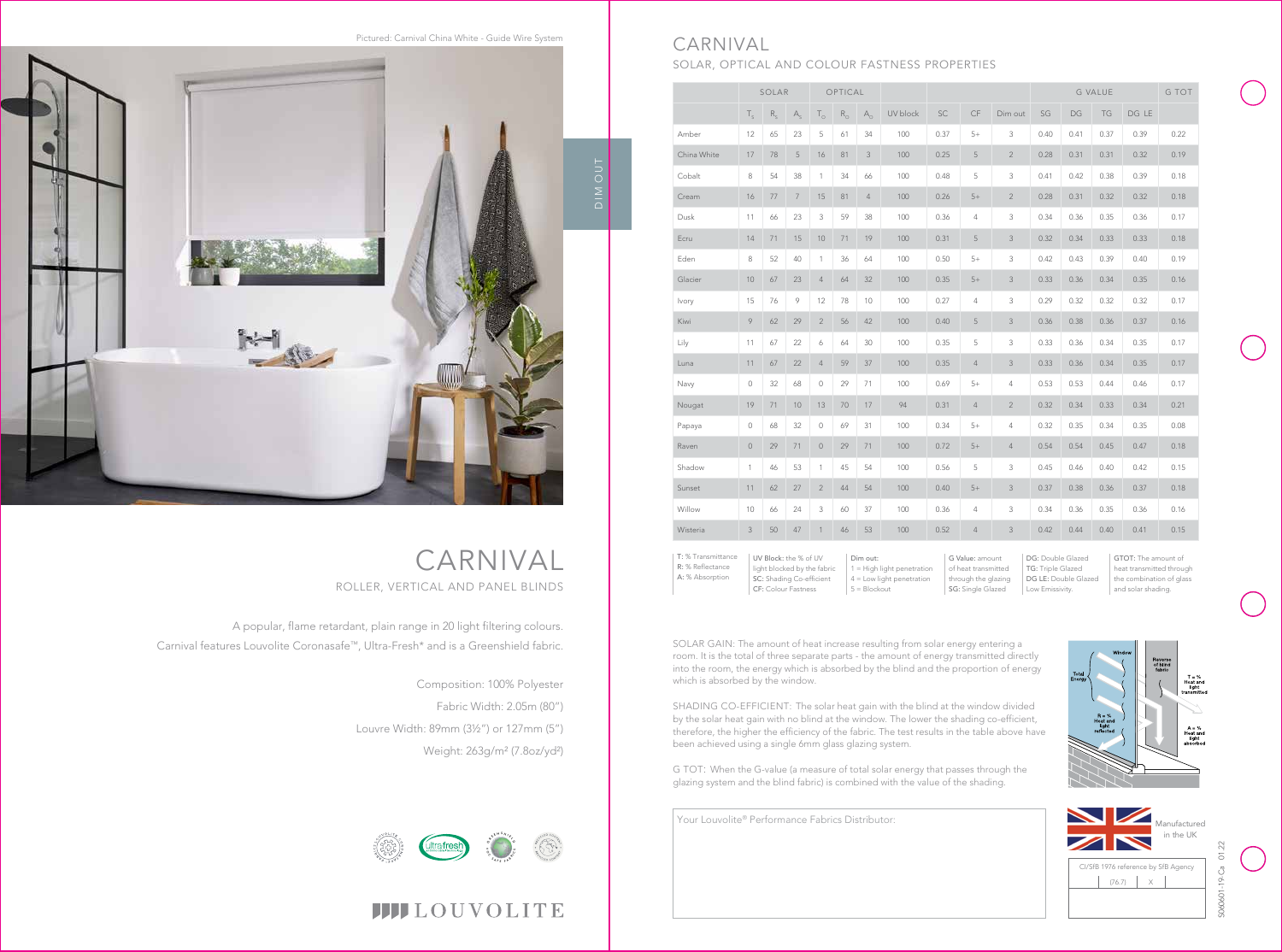Pictured: Carnival China White - Guide Wire System

DIM OUT

# CARNIVAL

ROLLER, VERTICAL AND PANEL BLINDS

A popular, flame retardant, plain range in 20 light filtering colours.
Carnival features Louvolite Coronasafe™, Ultra-Fresh* and is a Greenshield fabric.

Composition: 100% Polyester

Fabric Width: 2.05m (80")

Louvre Width: 89mm (3½") or 127mm (5")

Weight: 263g/m² (7.8oz/yd²)

LOUVOLITE

# CARNIVAL

## SOLAR, OPTICAL AND COLOUR FASTNESS PROPERTIES

| | SOLAR | | | OPTICAL | | | | | | | G VALUE | | | | G TOT |
|---|---|---|---|---|---|---|---|---|---|---|---|---|---|---|---|
| | $T_S$ | $R_S$ | $A_S$ | $T_O$ | $R_O$ | $A_O$ | UV block | SC | CF | Dim out | SG | DG | TG | DG LE | |
| Amber | 12 | 65 | 23 | 5 | 61 | 34 | 100 | 0.37 | 5+ | 3 | 0.40 | 0.41 | 0.37 | 0.39 | 0.22 |
| China White | 17 | 78 | 5 | 16 | 81 | 3 | 100 | 0.25 | 5 | 2 | 0.28 | 0.31 | 0.31 | 0.32 | 0.19 |
| Cobalt | 8 | 54 | 38 | 1 | 34 | 66 | 100 | 0.48 | 5 | 3 | 0.41 | 0.42 | 0.38 | 0.39 | 0.18 |
| Cream | 16 | 77 | 7 | 15 | 81 | 4 | 100 | 0.26 | 5+ | 2 | 0.28 | 0.31 | 0.32 | 0.32 | 0.18 |
| Dusk | 11 | 66 | 23 | 3 | 59 | 38 | 100 | 0.36 | 4 | 3 | 0.34 | 0.36 | 0.35 | 0.36 | 0.17 |
| Ecru | 14 | 71 | 15 | 10 | 71 | 19 | 100 | 0.31 | 5 | 3 | 0.32 | 0.34 | 0.33 | 0.33 | 0.18 |
| Eden | 8 | 52 | 40 | 1 | 36 | 64 | 100 | 0.50 | 5+ | 3 | 0.42 | 0.43 | 0.39 | 0.40 | 0.19 |
| Glacier | 10 | 67 | 23 | 4 | 64 | 32 | 100 | 0.35 | 5+ | 3 | 0.33 | 0.36 | 0.34 | 0.35 | 0.16 |
| Ivory | 15 | 76 | 9 | 12 | 78 | 10 | 100 | 0.27 | 4 | 3 | 0.29 | 0.32 | 0.32 | 0.32 | 0.17 |
| Kiwi | 9 | 62 | 29 | 2 | 56 | 42 | 100 | 0.40 | 5 | 3 | 0.36 | 0.38 | 0.36 | 0.37 | 0.16 |
| Lily | 11 | 67 | 22 | 6 | 64 | 30 | 100 | 0.35 | 5 | 3 | 0.33 | 0.36 | 0.34 | 0.35 | 0.17 |
| Luna | 11 | 67 | 22 | 4 | 59 | 37 | 100 | 0.35 | 4 | 3 | 0.33 | 0.36 | 0.34 | 0.35 | 0.17 |
| Navy | 0 | 32 | 68 | 0 | 29 | 71 | 100 | 0.69 | 5+ | 4 | 0.53 | 0.53 | 0.44 | 0.46 | 0.17 |
| Nougat | 19 | 71 | 10 | 13 | 70 | 17 | 94 | 0.31 | 4 | 2 | 0.32 | 0.34 | 0.33 | 0.34 | 0.21 |
| Papaya | 0 | 68 | 32 | 0 | 69 | 31 | 100 | 0.34 | 5+ | 4 | 0.32 | 0.35 | 0.34 | 0.35 | 0.08 |
| Raven | 0 | 29 | 71 | 0 | 29 | 71 | 100 | 0.72 | 5+ | 4 | 0.54 | 0.54 | 0.45 | 0.47 | 0.18 |
| Shadow | 1 | 46 | 53 | 1 | 45 | 54 | 100 | 0.56 | 5 | 3 | 0.45 | 0.46 | 0.40 | 0.42 | 0.15 |
| Sunset | 11 | 62 | 27 | 2 | 44 | 54 | 100 | 0.40 | 5+ | 3 | 0.37 | 0.38 | 0.36 | 0.37 | 0.18 |
| Willow | 10 | 66 | 24 | 3 | 60 | 37 | 100 | 0.36 | 4 | 3 | 0.34 | 0.36 | 0.35 | 0.36 | 0.16 |
| Wisteria | 3 | 50 | 47 | 1 | 46 | 53 | 100 | 0.52 | 4 | 3 | 0.42 | 0.44 | 0.40 | 0.41 | 0.15 |

**T:** % Transmittance
**R:** % Reflectance
**A:** % Absorption

**UV Block:** the % of UV light blocked by the fabric
**SC:** Shading Co-efficient
**CF:** Colour Fastness

**Dim out:**
1 = High light penetration
4 = Low light penetration
5 = Blockout

**G Value:** amount of heat transmitted through the glazing
**SG:** Single Glazed

**DG:** Double Glazed
**TG:** Triple Glazed
**DG LE:** Double Glazed Low Emissivity.

**GTOT:** The amount of heat transmitted through the combination of glass and solar shading.

SOLAR GAIN: The amount of heat increase resulting from solar energy entering a room. It is the total of three separate parts - the amount of energy transmitted directly into the room, the energy which is absorbed by the blind and the proportion of energy which is absorbed by the window.

SHADING CO-EFFICIENT: The solar heat gain with the blind at the window divided by the solar heat gain with no blind at the window. The lower the shading co-efficient, therefore, the higher the efficiency of the fabric. The test results in the table above have been achieved using a single 6mm glass glazing system.

G TOT: When the G-value (a measure of total solar energy that passes through the glazing system and the blind fabric) is combined with the value of the shading.

Window | Reverse of blind fabric | Total Energy | T = % Heat and light transmitted | R = % Heat and light reflected | A = % Heat and light absorbed

Your Louvolite® Performance Fabrics Distributor:

Manufactured in the UK

CI/SfB 1976 reference by SfB Agency

(76.7) | X

S060601-19-Ca 01.22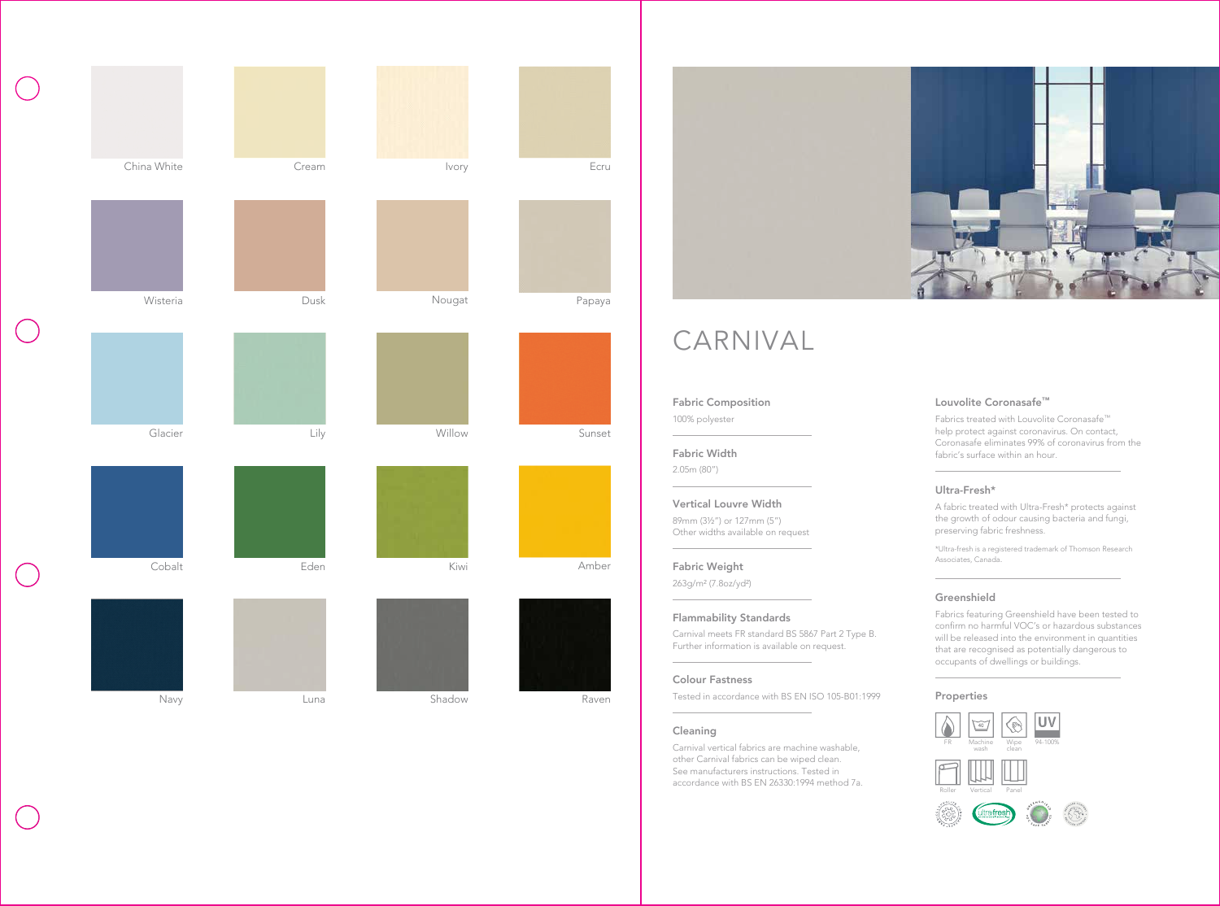China White

Cream

Ivory

Ecru

Wisteria

Dusk

Nougat

Papaya

Glacier

Lily

Willow

Sunset

Cobalt

Eden

Kiwi

Amber

Navy

Luna

Shadow

Raven

# CARNIVAL

### Fabric Composition

100% polyester

### Fabric Width

2.05m (80")

### Vertical Louvre Width

89mm (3½") or 127mm (5")
Other widths available on request

### Fabric Weight

263g/m² (7.8oz/yd²)

### Flammability Standards

Carnival meets FR standard BS 5867 Part 2 Type B.
Further information is available on request.

### Colour Fastness

Tested in accordance with BS EN ISO 105-B01:1999

### Cleaning

Carnival vertical fabrics are machine washable, other Carnival fabrics can be wiped clean. See manufacturers instructions. Tested in accordance with BS EN 26330:1994 method 7a.

### Louvolite Coronasafe™

Fabrics treated with Louvolite Coronasafe™ help protect against coronavirus. On contact, Coronasafe eliminates 99% of coronavirus from the fabric's surface within an hour.

### Ultra-Fresh*

A fabric treated with Ultra-Fresh* protects against the growth of odour causing bacteria and fungi, preserving fabric freshness.

*Ultra-fresh is a registered trademark of Thomson Research Associates, Canada.

### Greenshield

Fabrics featuring Greenshield have been tested to confirm no harmful VOC's or hazardous substances will be released into the environment in quantities that are recognised as potentially dangerous to occupants of dwellings or buildings.

### Properties

FR

40

Machine wash

Wipe clean

UV

94-100%

Roller

Vertical

Panel